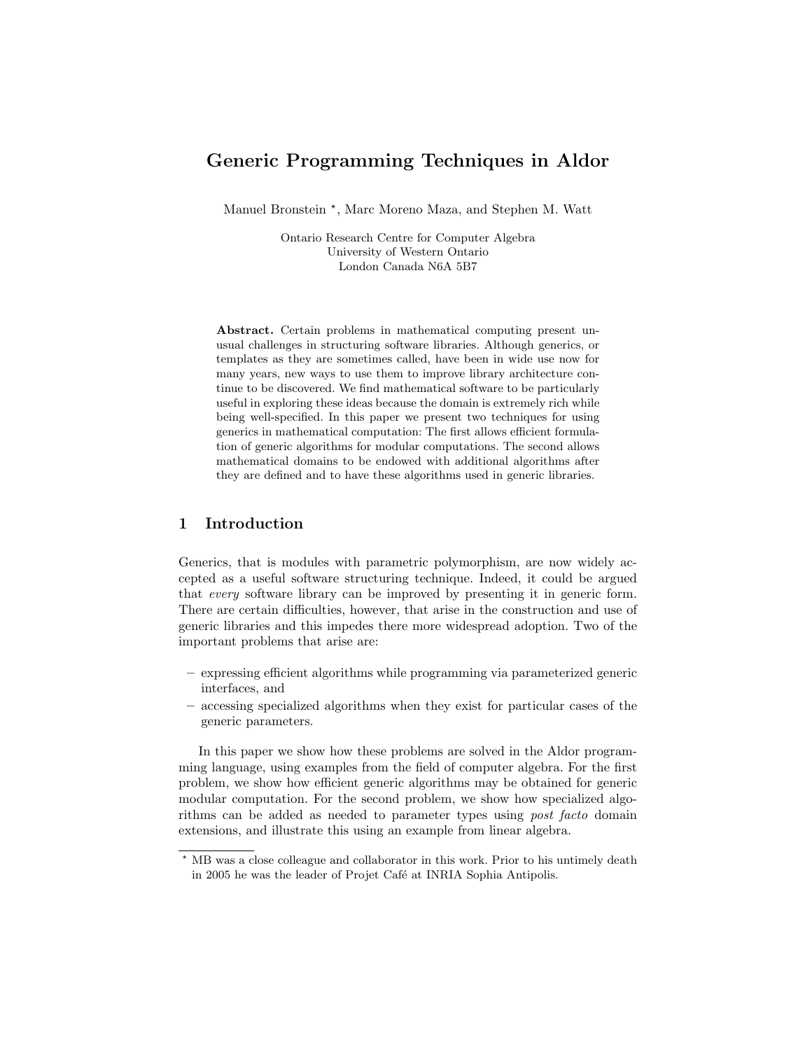# Generic Programming Techniques in Aldor

Manuel Bronstein *, Marc Moreno Maza, and Stephen M. Watt

Ontario Research Centre for Computer Algebra
University of Western Ontario
London Canada N6A 5B7

**Abstract.** Certain problems in mathematical computing present unusual challenges in structuring software libraries. Although generics, or templates as they are sometimes called, have been in wide use now for many years, new ways to use them to improve library architecture continue to be discovered. We find mathematical software to be particularly useful in exploring these ideas because the domain is extremely rich while being well-specified. In this paper we present two techniques for using generics in mathematical computation: The first allows efficient formulation of generic algorithms for modular computations. The second allows mathematical domains to be endowed with additional algorithms after they are defined and to have these algorithms used in generic libraries.

## 1 Introduction

Generics, that is modules with parametric polymorphism, are now widely accepted as a useful software structuring technique. Indeed, it could be argued that *every* software library can be improved by presenting it in generic form. There are certain difficulties, however, that arise in the construction and use of generic libraries and this impedes there more widespread adoption. Two of the important problems that arise are:

– expressing efficient algorithms while programming via parameterized generic interfaces, and
– accessing specialized algorithms when they exist for particular cases of the generic parameters.

In this paper we show how these problems are solved in the Aldor programming language, using examples from the field of computer algebra. For the first problem, we show how efficient generic algorithms may be obtained for generic modular computation. For the second problem, we show how specialized algorithms can be added as needed to parameter types using *post facto* domain extensions, and illustrate this using an example from linear algebra.

* MB was a close colleague and collaborator in this work. Prior to his untimely death in 2005 he was the leader of Projet Café at INRIA Sophia Antipolis.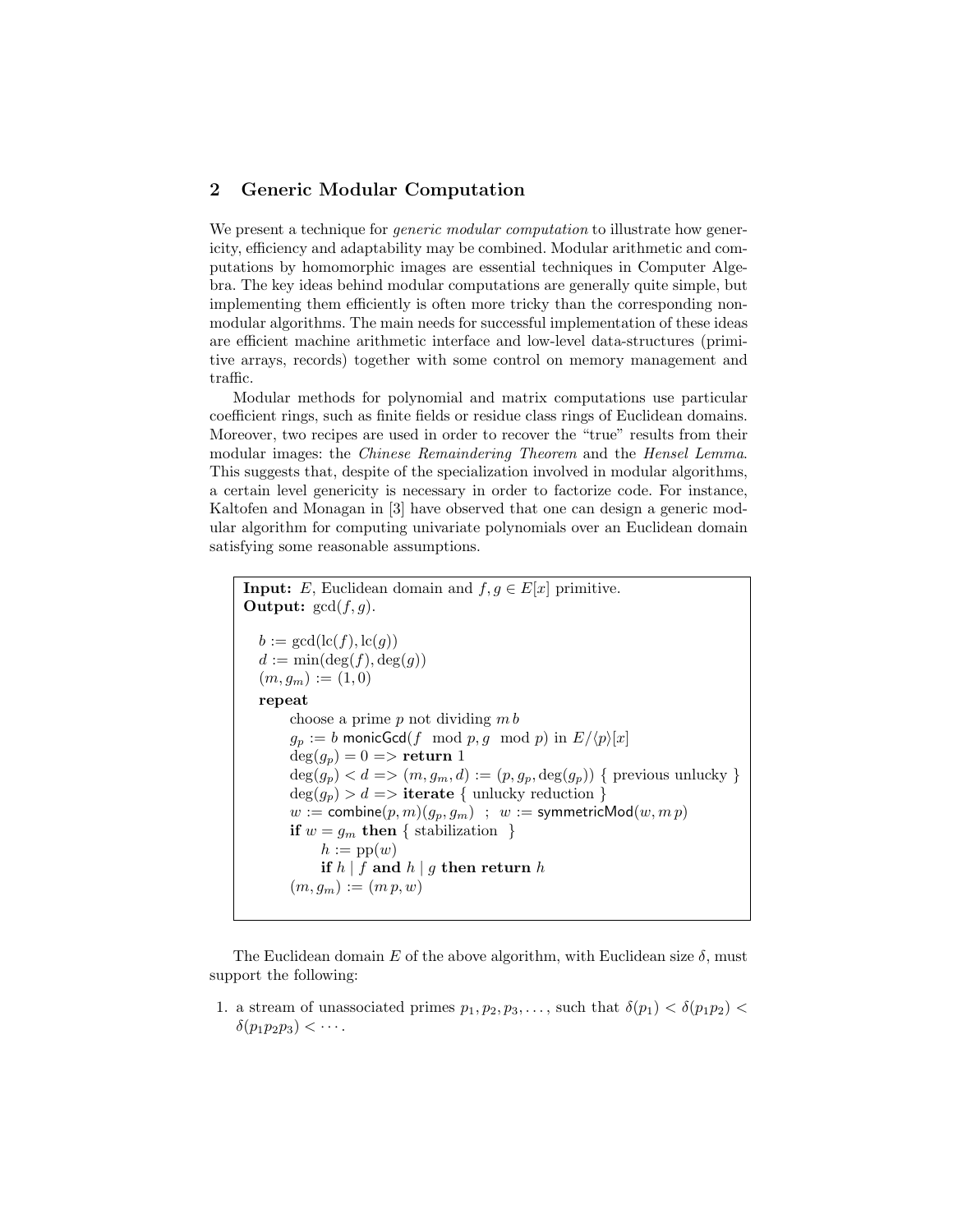## 2 Generic Modular Computation

We present a technique for *generic modular computation* to illustrate how genericity, efficiency and adaptability may be combined. Modular arithmetic and computations by homomorphic images are essential techniques in Computer Algebra. The key ideas behind modular computations are generally quite simple, but implementing them efficiently is often more tricky than the corresponding non-modular algorithms. The main needs for successful implementation of these ideas are efficient machine arithmetic interface and low-level data-structures (primitive arrays, records) together with some control on memory management and traffic.

Modular methods for polynomial and matrix computations use particular coefficient rings, such as finite fields or residue class rings of Euclidean domains. Moreover, two recipes are used in order to recover the "true" results from their modular images: the *Chinese Remaindering Theorem* and the *Hensel Lemma*. This suggests that, despite of the specialization involved in modular algorithms, a certain level genericity is necessary in order to factorize code. For instance, Kaltofen and Monagan in [3] have observed that one can design a generic modular algorithm for computing univariate polynomials over an Euclidean domain satisfying some reasonable assumptions.

> **Input:** $E$, Euclidean domain and $f, g \in E[x]$ primitive.
> **Output:** $\gcd(f, g)$.
>
> $b := \gcd(\mathrm{lc}(f), \mathrm{lc}(g))$
> $d := \min(\deg(f), \deg(g))$
> $(m, g_m) := (1, 0)$
> **repeat**
> &nbsp;&nbsp;&nbsp;&nbsp;choose a prime $p$ not dividing $m\,b$
> &nbsp;&nbsp;&nbsp;&nbsp;$g_p := b$ monicGcd$(f \mod p, g \mod p)$ in $E/\langle p\rangle[x]$
> &nbsp;&nbsp;&nbsp;&nbsp;$\deg(g_p) = 0$ => **return** 1
> &nbsp;&nbsp;&nbsp;&nbsp;$\deg(g_p) < d$ => $(m, g_m, d) := (p, g_p, \deg(g_p))$ { previous unlucky }
> &nbsp;&nbsp;&nbsp;&nbsp;$\deg(g_p) > d$ => **iterate** { unlucky reduction }
> &nbsp;&nbsp;&nbsp;&nbsp;$w :=$ combine$(p, m)(g_p, g_m)$ ; $w :=$ symmetricMod$(w, m\,p)$
> &nbsp;&nbsp;&nbsp;&nbsp;**if** $w = g_m$ **then** { stabilization }
> &nbsp;&nbsp;&nbsp;&nbsp;&nbsp;&nbsp;&nbsp;&nbsp;$h := \mathrm{pp}(w)$
> &nbsp;&nbsp;&nbsp;&nbsp;&nbsp;&nbsp;&nbsp;&nbsp;**if** $h \mid f$ **and** $h \mid g$ **then return** $h$
> &nbsp;&nbsp;&nbsp;&nbsp;$(m, g_m) := (m\,p, w)$

The Euclidean domain $E$ of the above algorithm, with Euclidean size $\delta$, must support the following:

1. a stream of unassociated primes $p_1, p_2, p_3, \ldots$, such that $\delta(p_1) < \delta(p_1 p_2) < \delta(p_1 p_2 p_3) < \cdots$.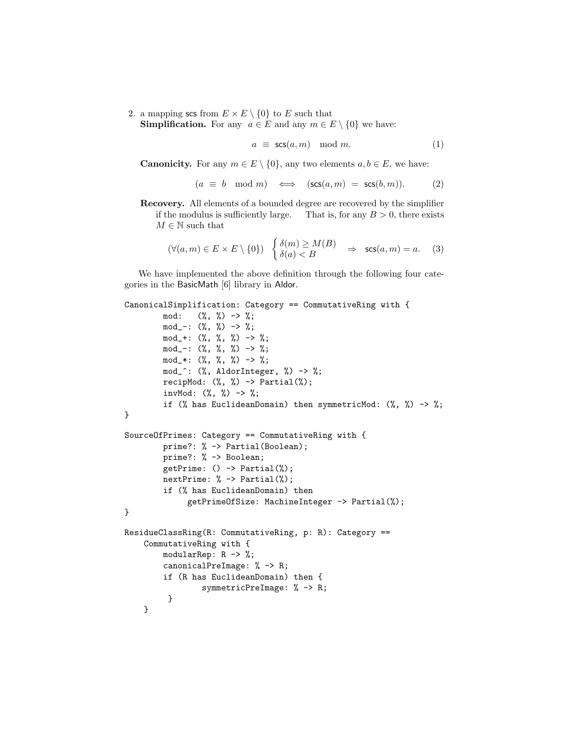2. a mapping scs from $E \times E \setminus \{0\}$ to $E$ such that
   **Simplification.** For any $a \in E$ and any $m \in E \setminus \{0\}$ we have:

$$a \equiv \mathsf{scs}(a, m) \mod m. \tag{1}$$

   **Canonicity.** For any $m \in E \setminus \{0\}$, any two elements $a, b \in E$, we have:

$$(a \equiv b \mod m) \iff (\mathsf{scs}(a, m) = \mathsf{scs}(b, m)). \tag{2}$$

   **Recovery.** All elements of a bounded degree are recovered by the simplifier if the modulus is sufficiently large. That is, for any $B > 0$, there exists $M \in \mathbb{N}$ such that

$$(\forall (a, m) \in E \times E \setminus \{0\}) \begin{cases} \delta(m) \geq M(B) \\ \delta(a) < B \end{cases} \Rightarrow \mathsf{scs}(a, m) = a. \tag{3}$$

We have implemented the above definition through the following four categories in the BasicMath [6] library in Aldor.

```
CanonicalSimplification: Category == CommutativeRing with {
        mod:   (%, %) -> %;
        mod_-: (%, %) -> %;
        mod_+: (%, %, %) -> %;
        mod_-: (%, %, %) -> %;
        mod_*: (%, %, %) -> %;
        mod_^: (%, AldorInteger, %) -> %;
        recipMod: (%, %) -> Partial(%);
        invMod: (%, %) -> %;
        if (% has EuclideanDomain) then symmetricMod: (%, %) -> %;
}

SourceOfPrimes: Category == CommutativeRing with {
        prime?: % -> Partial(Boolean);
        prime?: % -> Boolean;
        getPrime: () -> Partial(%);
        nextPrime: % -> Partial(%);
        if (% has EuclideanDomain) then
             getPrimeOfSize: MachineInteger -> Partial(%);
}

ResidueClassRing(R: CommutativeRing, p: R): Category ==
     CommutativeRing with {
        modularRep: R -> %;
        canonicalPreImage: % -> R;
        if (R has EuclideanDomain) then {
               symmetricPreImage: % -> R;
         }
    }
```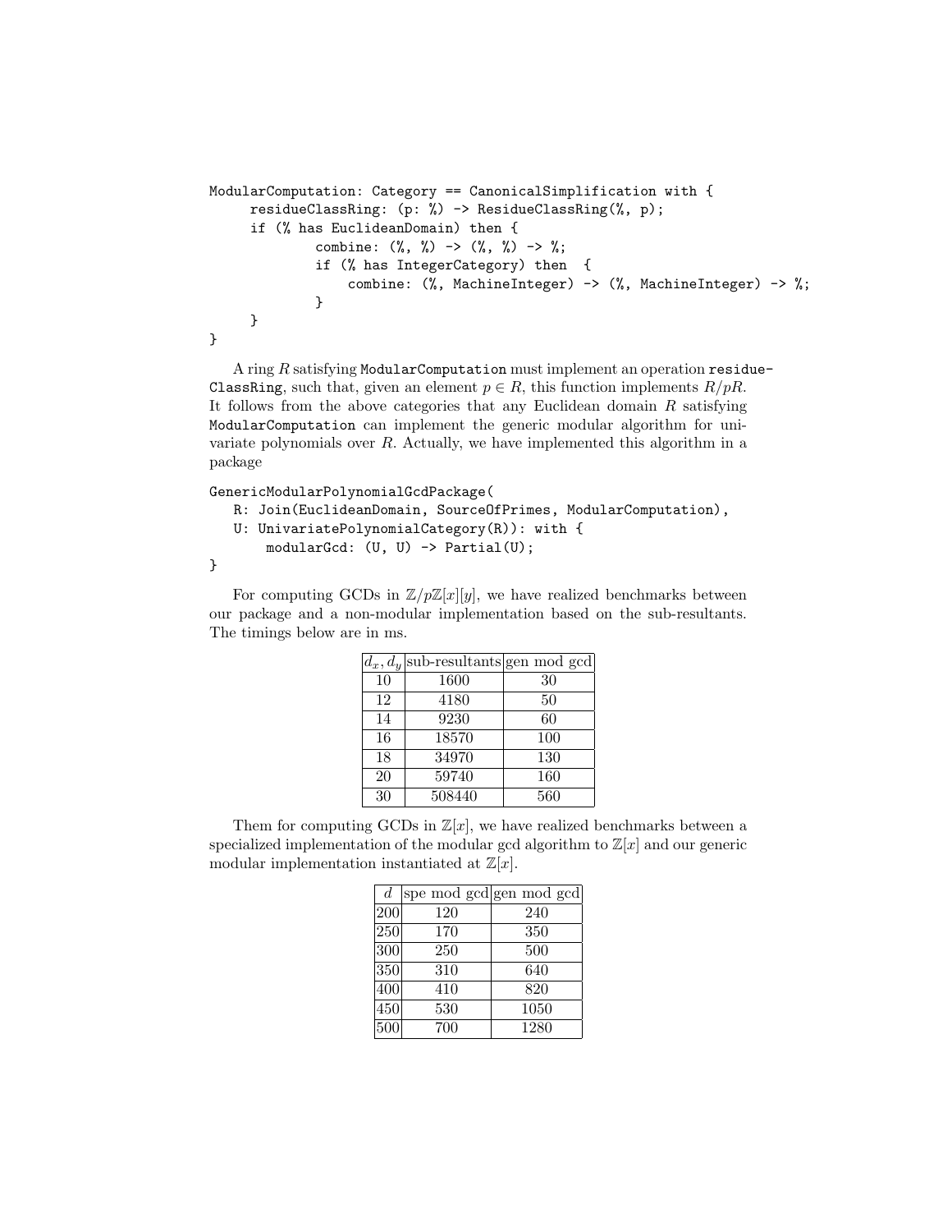```
ModularComputation: Category == CanonicalSimplification with {
     residueClassRing: (p: %) -> ResidueClassRing(%, p);
     if (% has EuclideanDomain) then {
             combine: (%, %) -> (%, %) -> %;
             if (% has IntegerCategory) then  {
                 combine: (%, MachineInteger) -> (%, MachineInteger) -> %;
             }
     }
}
```

A ring $R$ satisfying `ModularComputation` must implement an operation `residueClassRing`, such that, given an element $p \in R$, this function implements $R/pR$. It follows from the above categories that any Euclidean domain $R$ satisfying `ModularComputation` can implement the generic modular algorithm for univariate polynomials over $R$. Actually, we have implemented this algorithm in a package

```
GenericModularPolynomialGcdPackage(
   R: Join(EuclideanDomain, SourceOfPrimes, ModularComputation),
   U: UnivariatePolynomialCategory(R)): with {
       modularGcd: (U, U) -> Partial(U);
}
```

For computing GCDs in $\mathbb{Z}/p\mathbb{Z}[x][y]$, we have realized benchmarks between our package and a non-modular implementation based on the sub-resultants. The timings below are in ms.

| $d_x, d_y$ | sub-resultants | gen mod gcd |
|---|---|---|
| 10 | 1600 | 30 |
| 12 | 4180 | 50 |
| 14 | 9230 | 60 |
| 16 | 18570 | 100 |
| 18 | 34970 | 130 |
| 20 | 59740 | 160 |
| 30 | 508440 | 560 |

Them for computing GCDs in $\mathbb{Z}[x]$, we have realized benchmarks between a specialized implementation of the modular gcd algorithm to $\mathbb{Z}[x]$ and our generic modular implementation instantiated at $\mathbb{Z}[x]$.

| $d$ | spe mod gcd | gen mod gcd |
|---|---|---|
| 200 | 120 | 240 |
| 250 | 170 | 350 |
| 300 | 250 | 500 |
| 350 | 310 | 640 |
| 400 | 410 | 820 |
| 450 | 530 | 1050 |
| 500 | 700 | 1280 |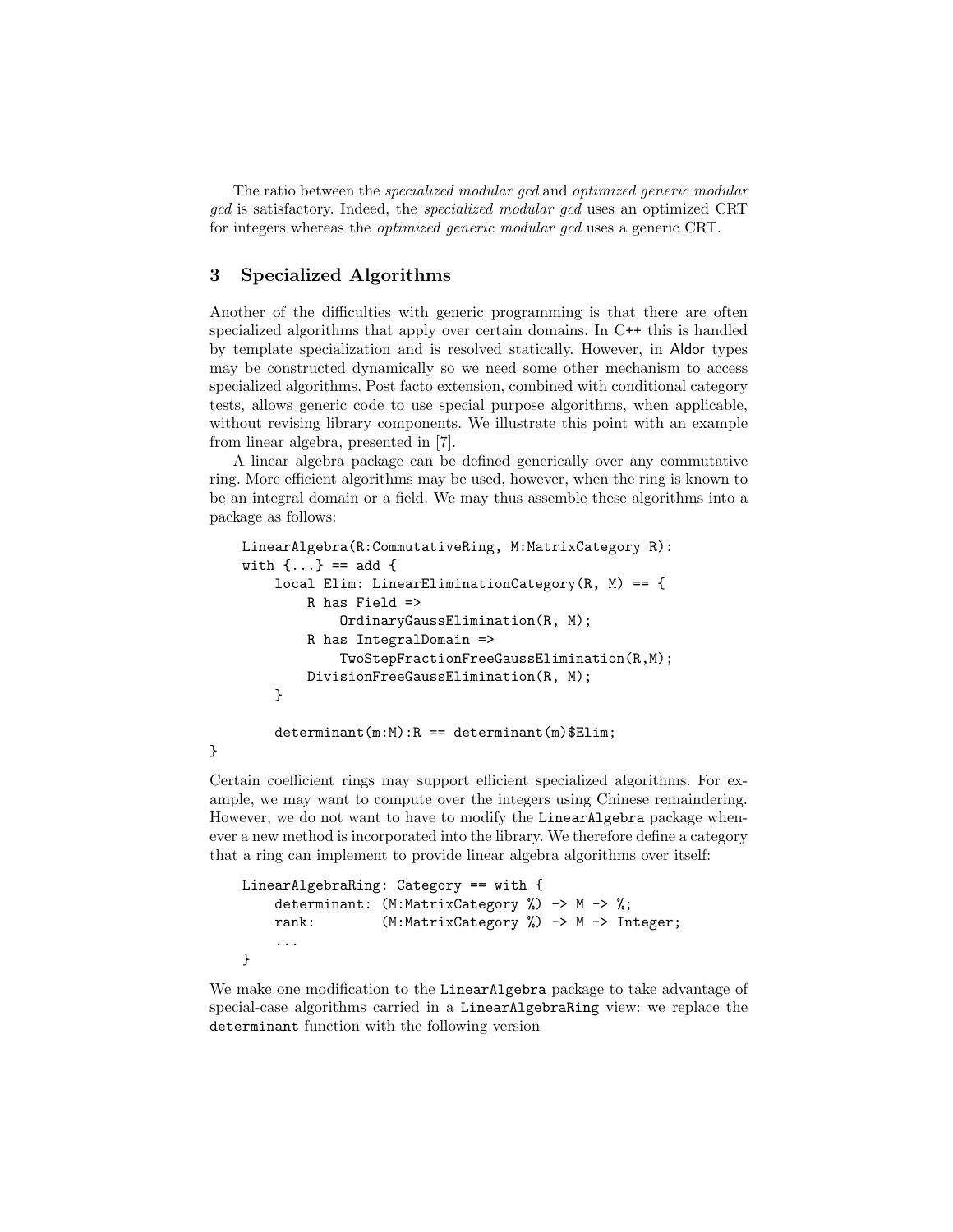The ratio between the *specialized modular gcd* and *optimized generic modular gcd* is satisfactory. Indeed, the *specialized modular gcd* uses an optimized CRT for integers whereas the *optimized generic modular gcd* uses a generic CRT.

## 3 Specialized Algorithms

Another of the difficulties with generic programming is that there are often specialized algorithms that apply over certain domains. In C++ this is handled by template specialization and is resolved statically. However, in Aldor types may be constructed dynamically so we need some other mechanism to access specialized algorithms. Post facto extension, combined with conditional category tests, allows generic code to use special purpose algorithms, when applicable, without revising library components. We illustrate this point with an example from linear algebra, presented in [7].

A linear algebra package can be defined generically over any commutative ring. More efficient algorithms may be used, however, when the ring is known to be an integral domain or a field. We may thus assemble these algorithms into a package as follows:

```
    LinearAlgebra(R:CommutativeRing, M:MatrixCategory R):
    with {...} == add {
        local Elim: LinearEliminationCategory(R, M) == {
            R has Field =>
                OrdinaryGaussElimination(R, M);
            R has IntegralDomain =>
                TwoStepFractionFreeGaussElimination(R,M);
            DivisionFreeGaussElimination(R, M);
        }

        determinant(m:M):R == determinant(m)$Elim;
}
```

Certain coefficient rings may support efficient specialized algorithms. For example, we may want to compute over the integers using Chinese remaindering. However, we do not want to have to modify the LinearAlgebra package whenever a new method is incorporated into the library. We therefore define a category that a ring can implement to provide linear algebra algorithms over itself:

```
    LinearAlgebraRing: Category == with {
        determinant: (M:MatrixCategory %) -> M -> %;
        rank:        (M:MatrixCategory %) -> M -> Integer;
        ...
    }
```

We make one modification to the LinearAlgebra package to take advantage of special-case algorithms carried in a LinearAlgebraRing view: we replace the determinant function with the following version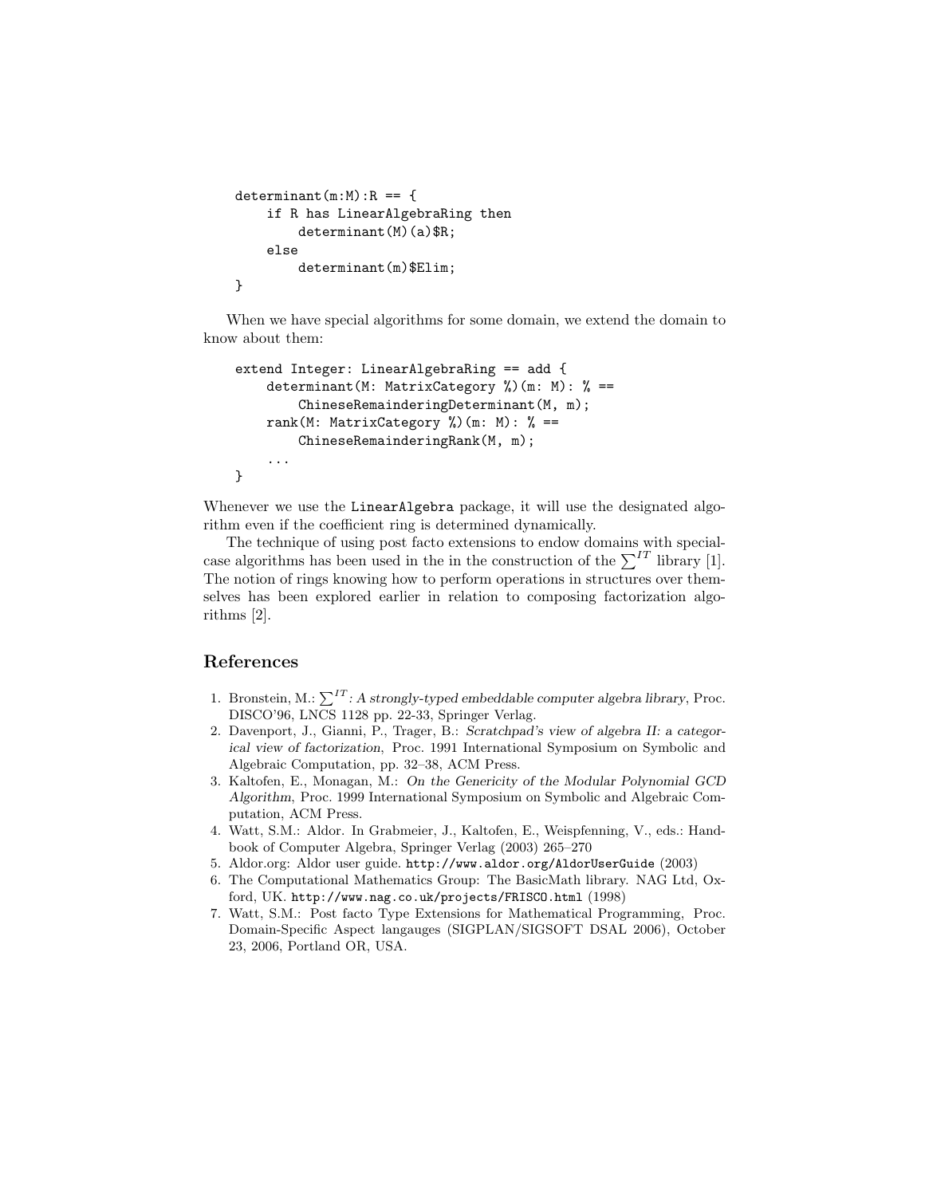```
determinant(m:M):R == {
    if R has LinearAlgebraRing then
        determinant(M)(a)$R;
    else
        determinant(m)$Elim;
}
```

When we have special algorithms for some domain, we extend the domain to know about them:

```
extend Integer: LinearAlgebraRing == add {
    determinant(M: MatrixCategory %)(m: M): % ==
        ChineseRemainderingDeterminant(M, m);
    rank(M: MatrixCategory %)(m: M): % ==
        ChineseRemainderingRank(M, m);
    ...
}
```

Whenever we use the `LinearAlgebra` package, it will use the designated algorithm even if the coefficient ring is determined dynamically.

The technique of using post facto extensions to endow domains with special-case algorithms has been used in the in the construction of the $\sum^{IT}$ library [1]. The notion of rings knowing how to perform operations in structures over themselves has been explored earlier in relation to composing factorization algorithms [2].

## References

1. Bronstein, M.: *$\sum^{IT}$: A strongly-typed embeddable computer algebra library*, Proc. DISCO'96, LNCS 1128 pp. 22-33, Springer Verlag.
2. Davenport, J., Gianni, P., Trager, B.: *Scratchpad's view of algebra II: a categorical view of factorization*, Proc. 1991 International Symposium on Symbolic and Algebraic Computation, pp. 32–38, ACM Press.
3. Kaltofen, E., Monagan, M.: *On the Genericity of the Modular Polynomial GCD Algorithm*, Proc. 1999 International Symposium on Symbolic and Algebraic Computation, ACM Press.
4. Watt, S.M.: Aldor. In Grabmeier, J., Kaltofen, E., Weispfenning, V., eds.: Handbook of Computer Algebra, Springer Verlag (2003) 265–270
5. Aldor.org: Aldor user guide. `http://www.aldor.org/AldorUserGuide` (2003)
6. The Computational Mathematics Group: The BasicMath library. NAG Ltd, Oxford, UK. `http://www.nag.co.uk/projects/FRISCO.html` (1998)
7. Watt, S.M.: Post facto Type Extensions for Mathematical Programming, Proc. Domain-Specific Aspect langauges (SIGPLAN/SIGSOFT DSAL 2006), October 23, 2006, Portland OR, USA.